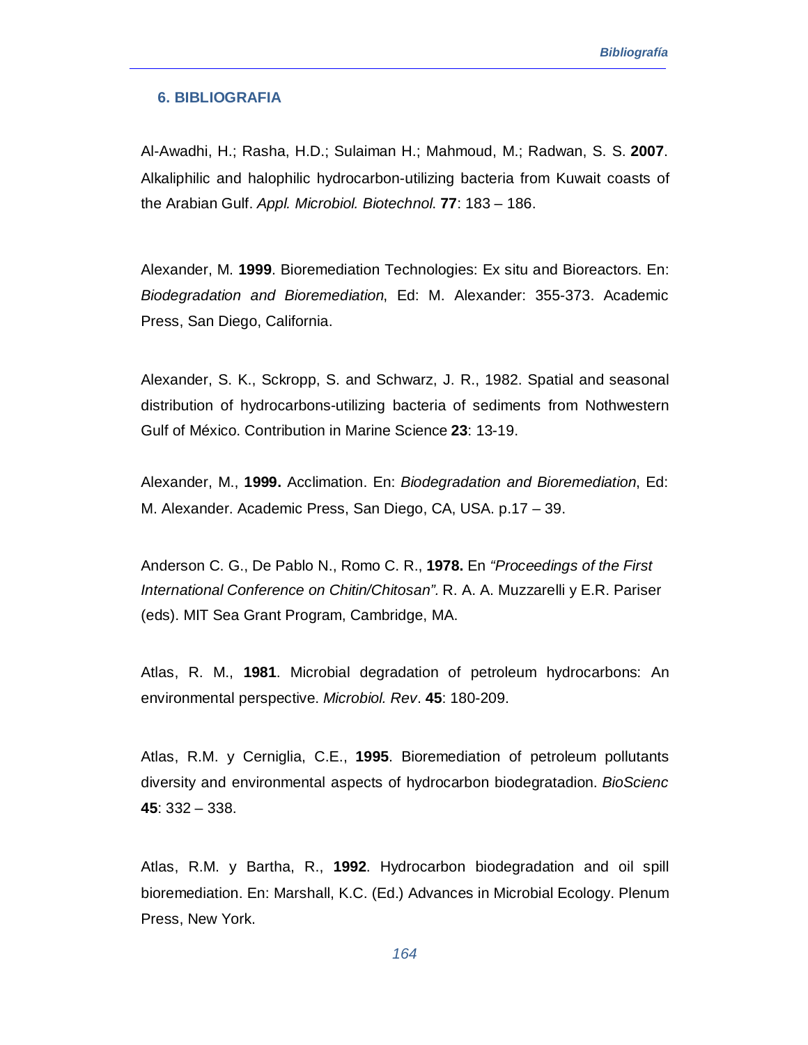## 6. BIBLIOGRAFIA

Al-Awadhi, H.; Rasha, H.D.; Sulaiman H.; Mahmoud, M.; Radwan, S. S. **2007**. Alkaliphilic and halophilic hydrocarbon-utilizing bacteria from Kuwait coasts of the Arabian Gulf. *Appl. Microbiol. Biotechnol*. **77**: 183 – 186.

Alexander, M. **1999**. Bioremediation Technologies: Ex situ and Bioreactors. En: *Biodegradation and Bioremediation*, Ed: M. Alexander: 355-373. Academic Press, San Diego, California.

Alexander, S. K., Sckropp, S. and Schwarz, J. R., 1982. Spatial and seasonal distribution of hydrocarbons-utilizing bacteria of sediments from Nothwestern Gulf of México. Contribution in Marine Science **23**: 13-19.

Alexander, M., **1999.** Acclimation. En: *Biodegradation and Bioremediation*, Ed: M. Alexander. Academic Press, San Diego, CA, USA. p.17 – 39.

Anderson C. G., De Pablo N., Romo C. R., **1978.** En *"Proceedings of the First International Conference on Chitin/Chitosan"*. R. A. A. Muzzarelli y E.R. Pariser (eds). MIT Sea Grant Program, Cambridge, MA.

Atlas, R. M., **1981**. Microbial degradation of petroleum hydrocarbons: An environmental perspective. *Microbiol. Rev*. **45**: 180-209.

Atlas, R.M. y Cerniglia, C.E., **1995**. Bioremediation of petroleum pollutants diversity and environmental aspects of hydrocarbon biodegratadion. *BioScienc* **45**: 332 – 338.

Atlas, R.M. y Bartha, R., **1992**. Hydrocarbon biodegradation and oil spill bioremediation. En: Marshall, K.C. (Ed.) Advances in Microbial Ecology. Plenum Press, New York.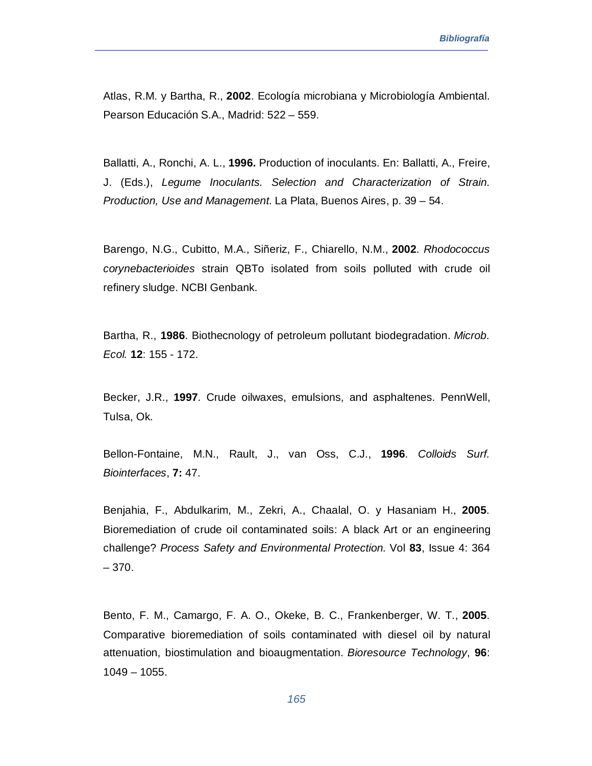Atlas, R.M. y Bartha, R., **2002**. Ecología microbiana y Microbiología Ambiental. Pearson Educación S.A., Madrid: 522 – 559.

Ballatti, A., Ronchi, A. L., **1996.** Production of inoculants. En: Ballatti, A., Freire, J. (Eds.), *Legume Inoculants. Selection and Characterization of Strain. Production, Use and Management*. La Plata, Buenos Aires, p. 39 – 54.

Barengo, N.G., Cubitto, M.A., Siñeriz, F., Chiarello, N.M., **2002**. *Rhodococcus corynebacterioides* strain QBTo isolated from soils polluted with crude oil refinery sludge. NCBI Genbank.

Bartha, R., **1986**. Biothecnology of petroleum pollutant biodegradation. *Microb. Ecol.* **12**: 155 - 172.

Becker, J.R., **1997**. Crude oilwaxes, emulsions, and asphaltenes. PennWell, Tulsa, Ok.

Bellon-Fontaine, M.N., Rault, J., van Oss, C.J., **1996**. *Colloids Surf. Biointerfaces*, **7:** 47.

Benjahia, F., Abdulkarim, M., Zekri, A., Chaalal, O. y Hasaniam H., **2005**. Bioremediation of crude oil contaminated soils: A black Art or an engineering challenge? *Process Safety and Environmental Protection*. Vol **83**, Issue 4: 364 – 370.

Bento, F. M., Camargo, F. A. O., Okeke, B. C., Frankenberger, W. T., **2005**. Comparative bioremediation of soils contaminated with diesel oil by natural attenuation, biostimulation and bioaugmentation. *Bioresource Technology*, **96**: 1049 – 1055.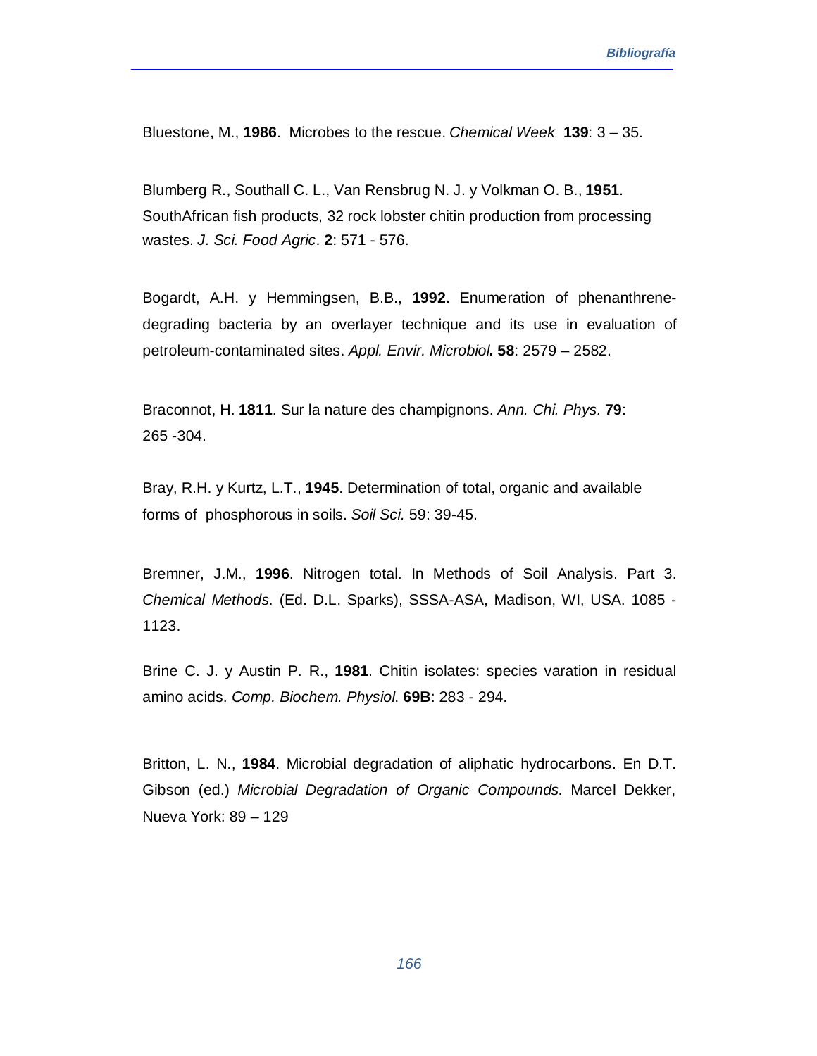Bluestone, M., **1986**. Microbes to the rescue. *Chemical Week* **139**: 3 – 35.

Blumberg R., Southall C. L., Van Rensbrug N. J. y Volkman O. B., **1951**. SouthAfrican fish products, 32 rock lobster chitin production from processing wastes. *J. Sci. Food Agric*. **2**: 571 - 576.

Bogardt, A.H. y Hemmingsen, B.B., **1992.** Enumeration of phenanthrene-degrading bacteria by an overlayer technique and its use in evaluation of petroleum-contaminated sites. *Appl. Envir. Microbiol***. 58**: 2579 – 2582.

Braconnot, H. **1811**. Sur la nature des champignons. *Ann. Chi. Phys.* **79**: 265 -304.

Bray, R.H. y Kurtz, L.T., **1945**. Determination of total, organic and available forms of phosphorous in soils. *Soil Sci.* 59: 39-45.

Bremner, J.M., **1996**. Nitrogen total. In Methods of Soil Analysis. Part 3. *Chemical Methods.* (Ed. D.L. Sparks), SSSA-ASA, Madison, WI, USA. 1085 - 1123.

Brine C. J. y Austin P. R., **1981**. Chitin isolates: species varation in residual amino acids. *Comp. Biochem. Physiol.* **69B**: 283 - 294.

Britton, L. N., **1984**. Microbial degradation of aliphatic hydrocarbons. En D.T. Gibson (ed.) *Microbial Degradation of Organic Compounds.* Marcel Dekker, Nueva York: 89 – 129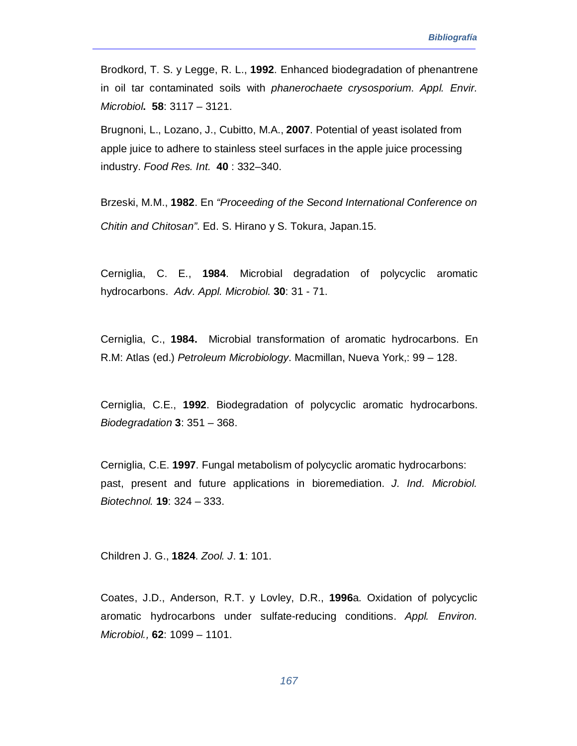Brodkord, T. S. y Legge, R. L., **1992**. Enhanced biodegradation of phenantrene in oil tar contaminated soils with *phanerochaete crysosporium*. *Appl. Envir. Microbiol***.** **58**: 3117 – 3121.

Brugnoni, L., Lozano, J., Cubitto, M.A., **2007**. Potential of yeast isolated from apple juice to adhere to stainless steel surfaces in the apple juice processing industry. *Food Res. Int.* **40** : 332–340.

Brzeski, M.M., **1982**. En *"Proceeding of the Second International Conference on Chitin and Chitosan"*. Ed. S. Hirano y S. Tokura, Japan.15.

Cerniglia, C. E., **1984**. Microbial degradation of polycyclic aromatic hydrocarbons. *Adv. Appl. Microbiol.* **30**: 31 - 71.

Cerniglia, C., **1984.** Microbial transformation of aromatic hydrocarbons. En R.M: Atlas (ed.) *Petroleum Microbiology*. Macmillan, Nueva York,: 99 – 128.

Cerniglia, C.E., **1992**. Biodegradation of polycyclic aromatic hydrocarbons. *Biodegradation* **3**: 351 – 368.

Cerniglia, C.E. **1997**. Fungal metabolism of polycyclic aromatic hydrocarbons: past, present and future applications in bioremediation. *J. Ind. Microbiol. Biotechnol.* **19**: 324 – 333.

Children J. G., **1824**. *Zool. J*. **1**: 101.

Coates, J.D., Anderson, R.T. y Lovley, D.R., **1996**a. Oxidation of polycyclic aromatic hydrocarbons under sulfate-reducing conditions. *Appl. Environ. Microbiol.,* **62**: 1099 – 1101.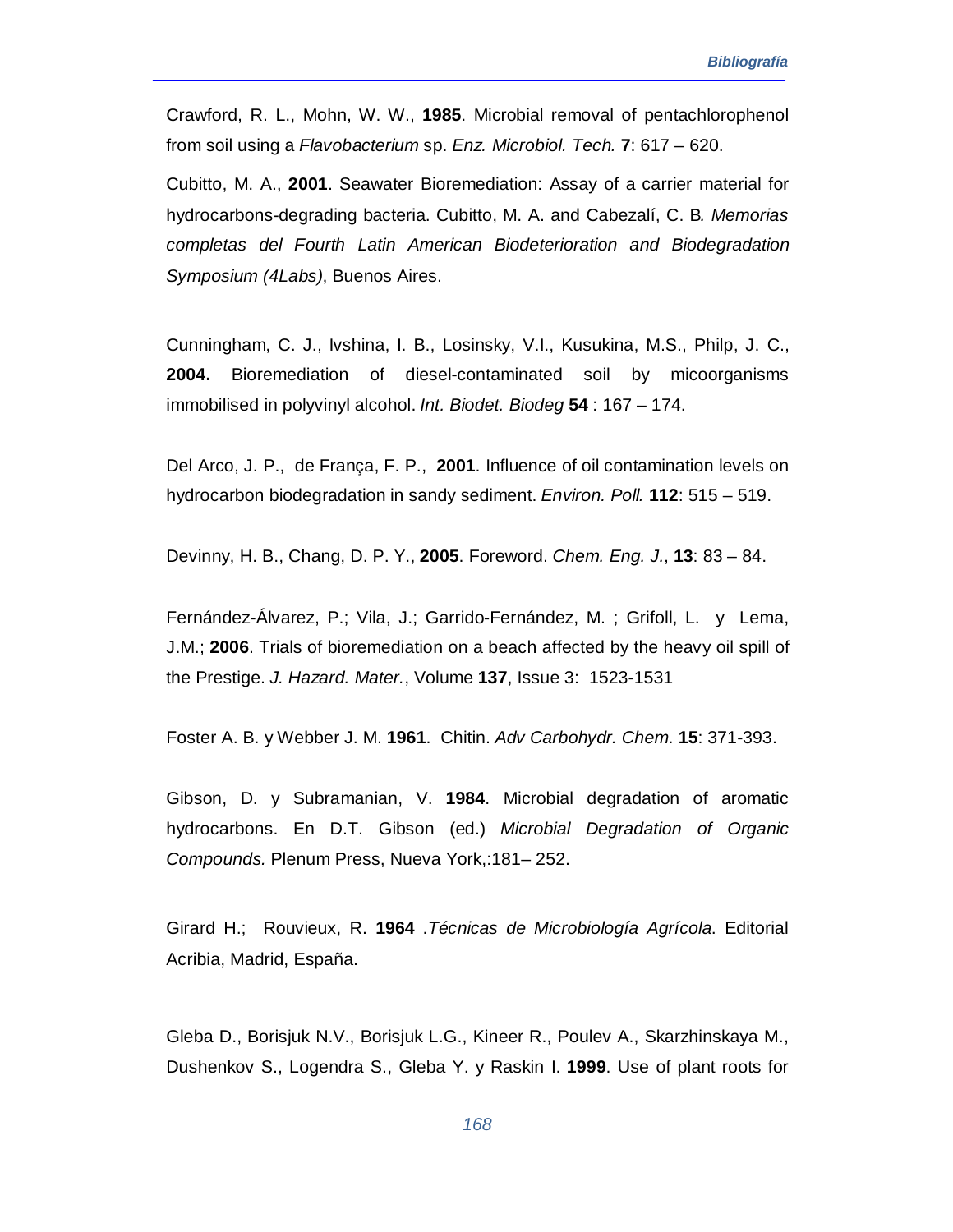Crawford, R. L., Mohn, W. W., **1985**. Microbial removal of pentachlorophenol from soil using a *Flavobacterium* sp. *Enz. Microbiol. Tech.* **7**: 617 – 620.

Cubitto, M. A., **2001**. Seawater Bioremediation: Assay of a carrier material for hydrocarbons-degrading bacteria. Cubitto, M. A. and Cabezalí, C. B. *Memorias completas del Fourth Latin American Biodeterioration and Biodegradation Symposium (4Labs)*, Buenos Aires.

Cunningham, C. J., Ivshina, I. B., Losinsky, V.I., Kusukina, M.S., Philp, J. C., **2004.** Bioremediation of diesel-contaminated soil by micoorganisms immobilised in polyvinyl alcohol. *Int. Biodet. Biodeg* **54** : 167 – 174.

Del Arco, J. P., de França, F. P., **2001**. Influence of oil contamination levels on hydrocarbon biodegradation in sandy sediment. *Environ. Poll.* **112**: 515 – 519.

Devinny, H. B., Chang, D. P. Y., **2005**. Foreword. *Chem. Eng. J.*, **13**: 83 – 84.

Fernández-Álvarez, P.; Vila, J.; Garrido-Fernández, M. ; Grifoll, L. y Lema, J.M.; **2006**. Trials of bioremediation on a beach affected by the heavy oil spill of the Prestige. *J. Hazard. Mater.*, Volume **137**, Issue 3: 1523-1531

Foster A. B. y Webber J. M. **1961**. Chitin. *Adv Carbohydr. Chem.* **15**: 371-393.

Gibson, D. y Subramanian, V. **1984**. Microbial degradation of aromatic hydrocarbons. En D.T. Gibson (ed.) *Microbial Degradation of Organic Compounds.* Plenum Press, Nueva York,:181– 252.

Girard H.; Rouvieux, R. **1964** .*Técnicas de Microbiología Agrícola.* Editorial Acribia, Madrid, España.

Gleba D., Borisjuk N.V., Borisjuk L.G., Kineer R., Poulev A., Skarzhinskaya M., Dushenkov S., Logendra S., Gleba Y. y Raskin I. **1999**. Use of plant roots for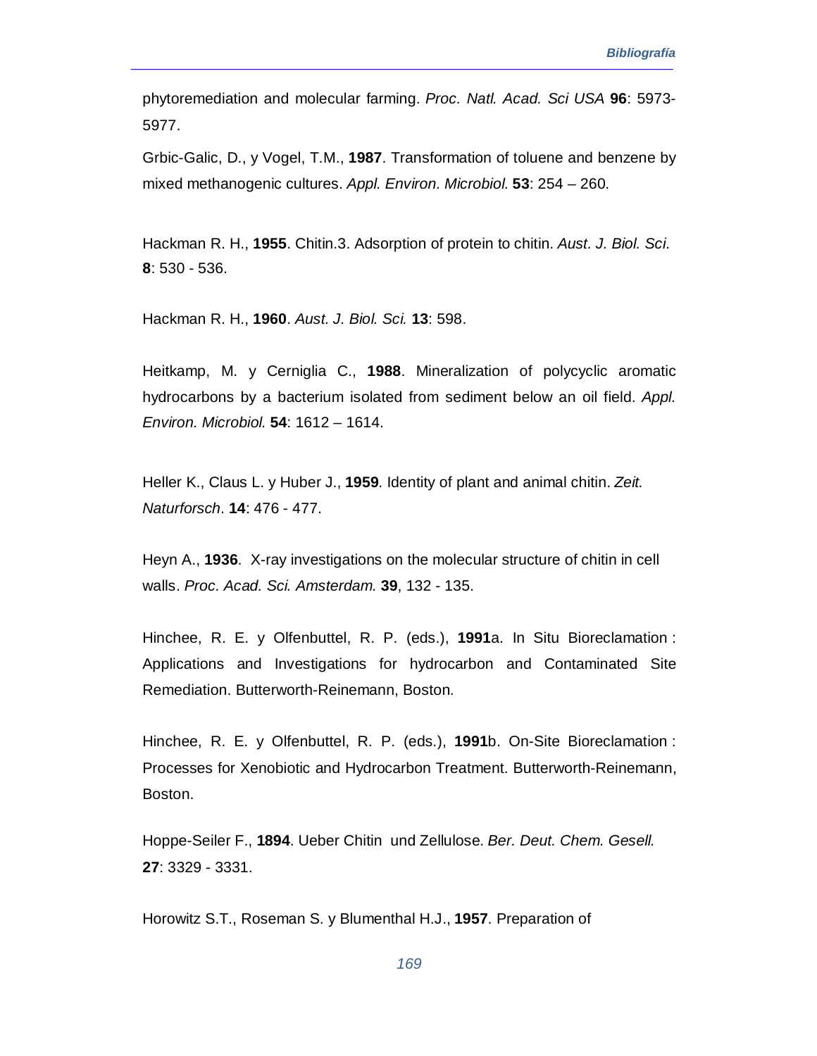phytoremediation and molecular farming. *Proc. Natl. Acad. Sci USA* **96**: 5973-5977.

Grbic-Galic, D., y Vogel, T.M., **1987**. Transformation of toluene and benzene by mixed methanogenic cultures. *Appl. Environ. Microbiol.* **53**: 254 – 260.

Hackman R. H., **1955**. Chitin.3. Adsorption of protein to chitin. *Aust. J. Biol. Sci.* **8**: 530 - 536.

Hackman R. H., **1960**. *Aust. J. Biol. Sci.* **13**: 598.

Heitkamp, M. y Cerniglia C., **1988**. Mineralization of polycyclic aromatic hydrocarbons by a bacterium isolated from sediment below an oil field. *Appl. Environ. Microbiol.* **54**: 1612 – 1614.

Heller K., Claus L. y Huber J., **1959**. Identity of plant and animal chitin. *Zeit. Naturforsch*. **14**: 476 - 477.

Heyn A., **1936**. X-ray investigations on the molecular structure of chitin in cell walls. *Proc. Acad. Sci. Amsterdam.* **39**, 132 - 135.

Hinchee, R. E. y Olfenbuttel, R. P. (eds.), **1991**a. In Situ Bioreclamation : Applications and Investigations for hydrocarbon and Contaminated Site Remediation. Butterworth-Reinemann, Boston.

Hinchee, R. E. y Olfenbuttel, R. P. (eds.), **1991**b. On-Site Bioreclamation : Processes for Xenobiotic and Hydrocarbon Treatment. Butterworth-Reinemann, Boston.

Hoppe-Seiler F., **1894**. Ueber Chitin und Zellulose. *Ber. Deut. Chem. Gesell.* **27**: 3329 - 3331.

Horowitz S.T., Roseman S. y Blumenthal H.J., **1957**. Preparation of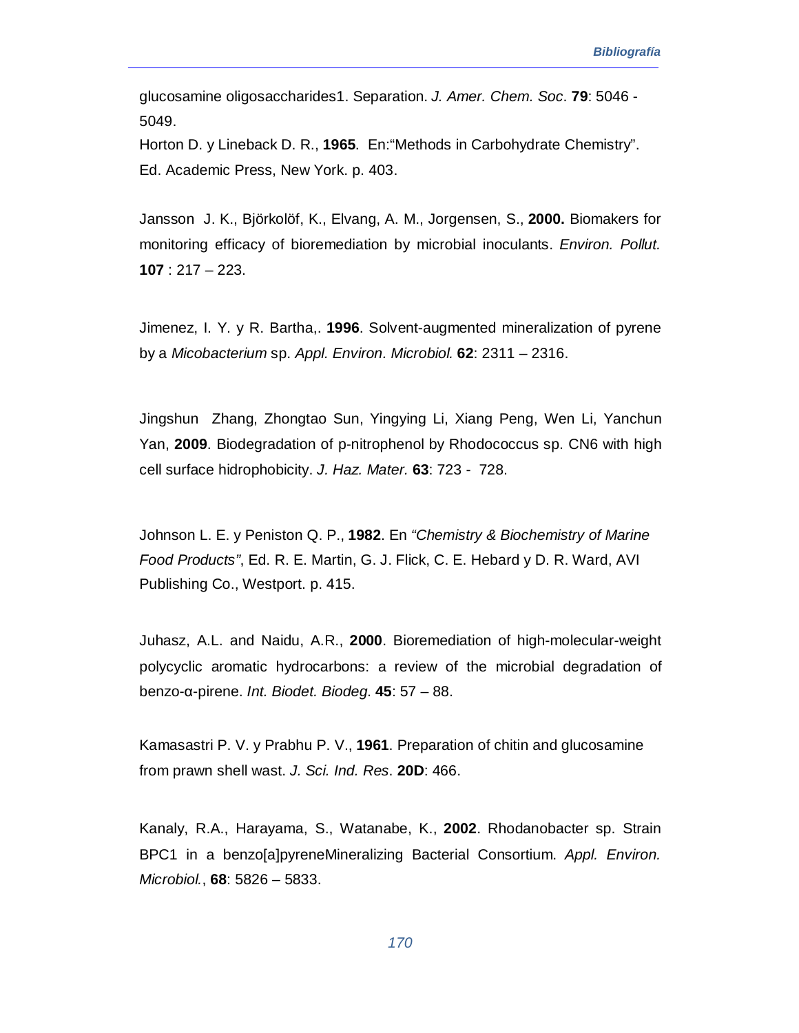glucosamine oligosaccharides1. Separation. *J. Amer. Chem. Soc*. **79**: 5046 - 5049.

Horton D. y Lineback D. R., **1965**. En:"Methods in Carbohydrate Chemistry". Ed. Academic Press, New York. p. 403.

Jansson J. K., Björkolöf, K., Elvang, A. M., Jorgensen, S., **2000.** Biomakers for monitoring efficacy of bioremediation by microbial inoculants. *Environ. Pollut.* **107** : 217 – 223.

Jimenez, I. Y. y R. Bartha,. **1996**. Solvent-augmented mineralization of pyrene by a *Micobacterium* sp. *Appl. Environ. Microbiol.* **62**: 2311 – 2316.

Jingshun Zhang, Zhongtao Sun, Yingying Li, Xiang Peng, Wen Li, Yanchun Yan, **2009**. Biodegradation of p-nitrophenol by Rhodococcus sp. CN6 with high cell surface hidrophobicity. *J. Haz. Mater.* **63**: 723 - 728.

Johnson L. E. y Peniston Q. P., **1982**. En *"Chemistry & Biochemistry of Marine Food Products"*, Ed. R. E. Martin, G. J. Flick, C. E. Hebard y D. R. Ward, AVI Publishing Co., Westport. p. 415.

Juhasz, A.L. and Naidu, A.R., **2000**. Bioremediation of high-molecular-weight polycyclic aromatic hydrocarbons: a review of the microbial degradation of benzo-α-pirene. *Int. Biodet. Biodeg.* **45**: 57 – 88.

Kamasastri P. V. y Prabhu P. V., **1961**. Preparation of chitin and glucosamine from prawn shell wast. *J. Sci. Ind. Res*. **20D**: 466.

Kanaly, R.A., Harayama, S., Watanabe, K., **2002**. Rhodanobacter sp. Strain BPC1 in a benzo[a]pyreneMineralizing Bacterial Consortium. *Appl. Environ. Microbiol.*, **68**: 5826 – 5833.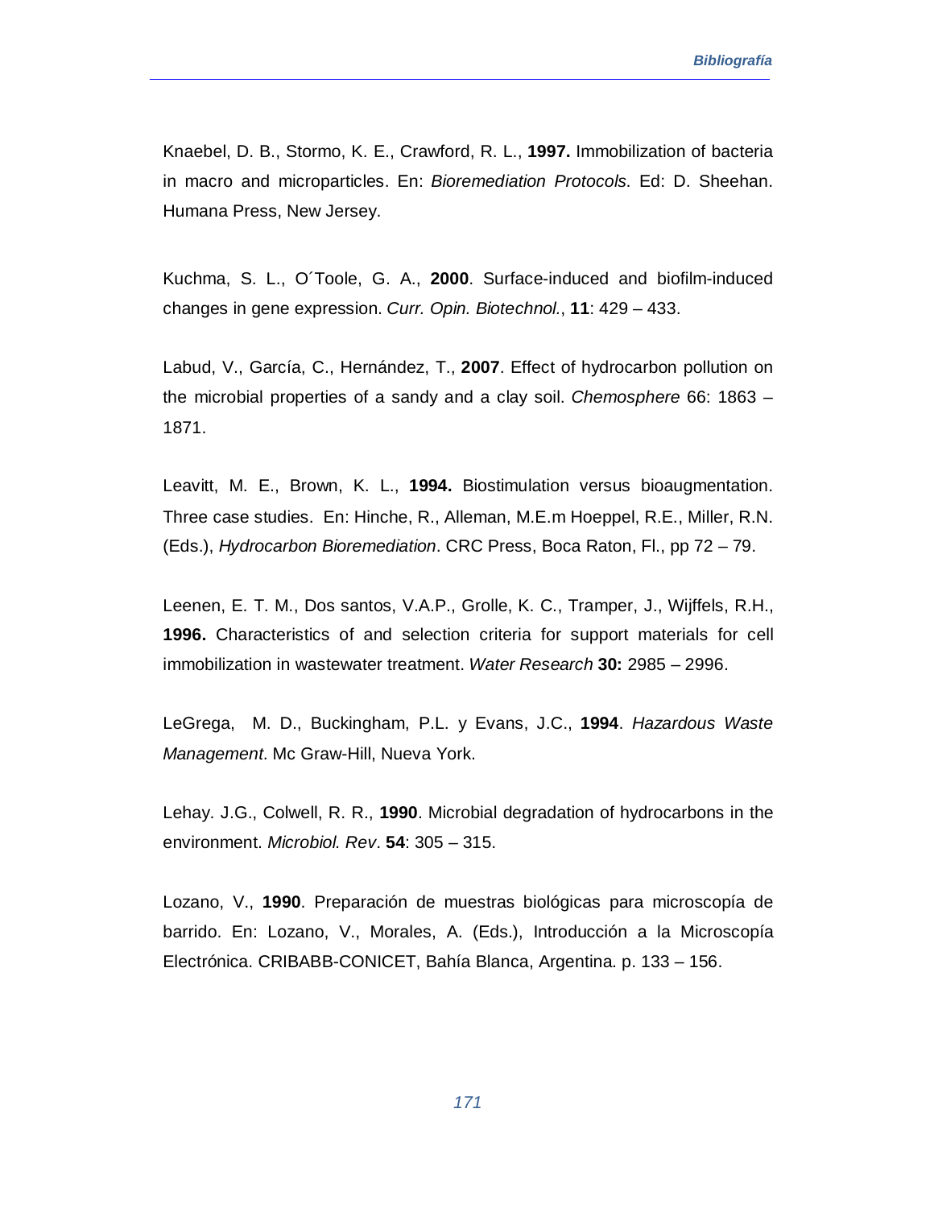Knaebel, D. B., Stormo, K. E., Crawford, R. L., **1997.** Immobilization of bacteria in macro and microparticles. En: *Bioremediation Protocols*. Ed: D. Sheehan. Humana Press, New Jersey.

Kuchma, S. L., O´Toole, G. A., **2000**. Surface-induced and biofilm-induced changes in gene expression. *Curr. Opin. Biotechnol.*, **11**: 429 – 433.

Labud, V., García, C., Hernández, T., **2007**. Effect of hydrocarbon pollution on the microbial properties of a sandy and a clay soil. *Chemosphere* 66: 1863 – 1871.

Leavitt, M. E., Brown, K. L., **1994.** Biostimulation versus bioaugmentation. Three case studies. En: Hinche, R., Alleman, M.E.m Hoeppel, R.E., Miller, R.N. (Eds.), *Hydrocarbon Bioremediation*. CRC Press, Boca Raton, Fl., pp 72 – 79.

Leenen, E. T. M., Dos santos, V.A.P., Grolle, K. C., Tramper, J., Wijffels, R.H., **1996.** Characteristics of and selection criteria for support materials for cell immobilization in wastewater treatment. *Water Research* **30:** 2985 – 2996.

LeGrega, M. D., Buckingham, P.L. y Evans, J.C., **1994**. *Hazardous Waste Management*. Mc Graw-Hill, Nueva York.

Lehay. J.G., Colwell, R. R., **1990**. Microbial degradation of hydrocarbons in the environment. *Microbiol. Rev*. **54**: 305 – 315.

Lozano, V., **1990**. Preparación de muestras biológicas para microscopía de barrido. En: Lozano, V., Morales, A. (Eds.), Introducción a la Microscopía Electrónica. CRIBABB-CONICET, Bahía Blanca, Argentina. p. 133 – 156.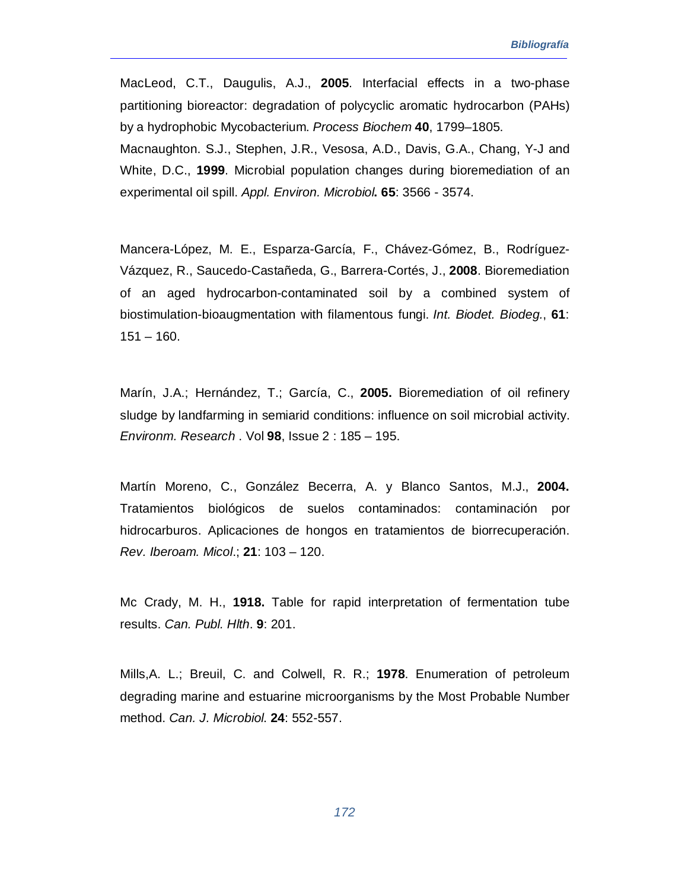MacLeod, C.T., Daugulis, A.J., **2005**. Interfacial effects in a two-phase partitioning bioreactor: degradation of polycyclic aromatic hydrocarbon (PAHs) by a hydrophobic Mycobacterium. *Process Biochem* **40**, 1799–1805.
Macnaughton. S.J., Stephen, J.R., Vesosa, A.D., Davis, G.A., Chang, Y-J and White, D.C., **1999**. Microbial population changes during bioremediation of an experimental oil spill. *Appl. Environ. Microbiol***. 65**: 3566 - 3574.

Mancera-López, M. E., Esparza-García, F., Chávez-Gómez, B., Rodríguez-Vázquez, R., Saucedo-Castañeda, G., Barrera-Cortés, J., **2008**. Bioremediation of an aged hydrocarbon-contaminated soil by a combined system of biostimulation-bioaugmentation with filamentous fungi. *Int. Biodet. Biodeg.*, **61**: 151 – 160.

Marín, J.A.; Hernández, T.; García, C., **2005.** Bioremediation of oil refinery sludge by landfarming in semiarid conditions: influence on soil microbial activity. *Environm. Research* . Vol **98**, Issue 2 : 185 – 195.

Martín Moreno, C., González Becerra, A. y Blanco Santos, M.J., **2004.** Tratamientos biológicos de suelos contaminados: contaminación por hidrocarburos. Aplicaciones de hongos en tratamientos de biorrecuperación. *Rev. Iberoam. Micol*.; **21**: 103 – 120.

Mc Crady, M. H., **1918.** Table for rapid interpretation of fermentation tube results. *Can. Publ. Hlth*. **9**: 201.

Mills,A. L.; Breuil, C. and Colwell, R. R.; **1978**. Enumeration of petroleum degrading marine and estuarine microorganisms by the Most Probable Number method. *Can. J. Microbiol.* **24**: 552-557.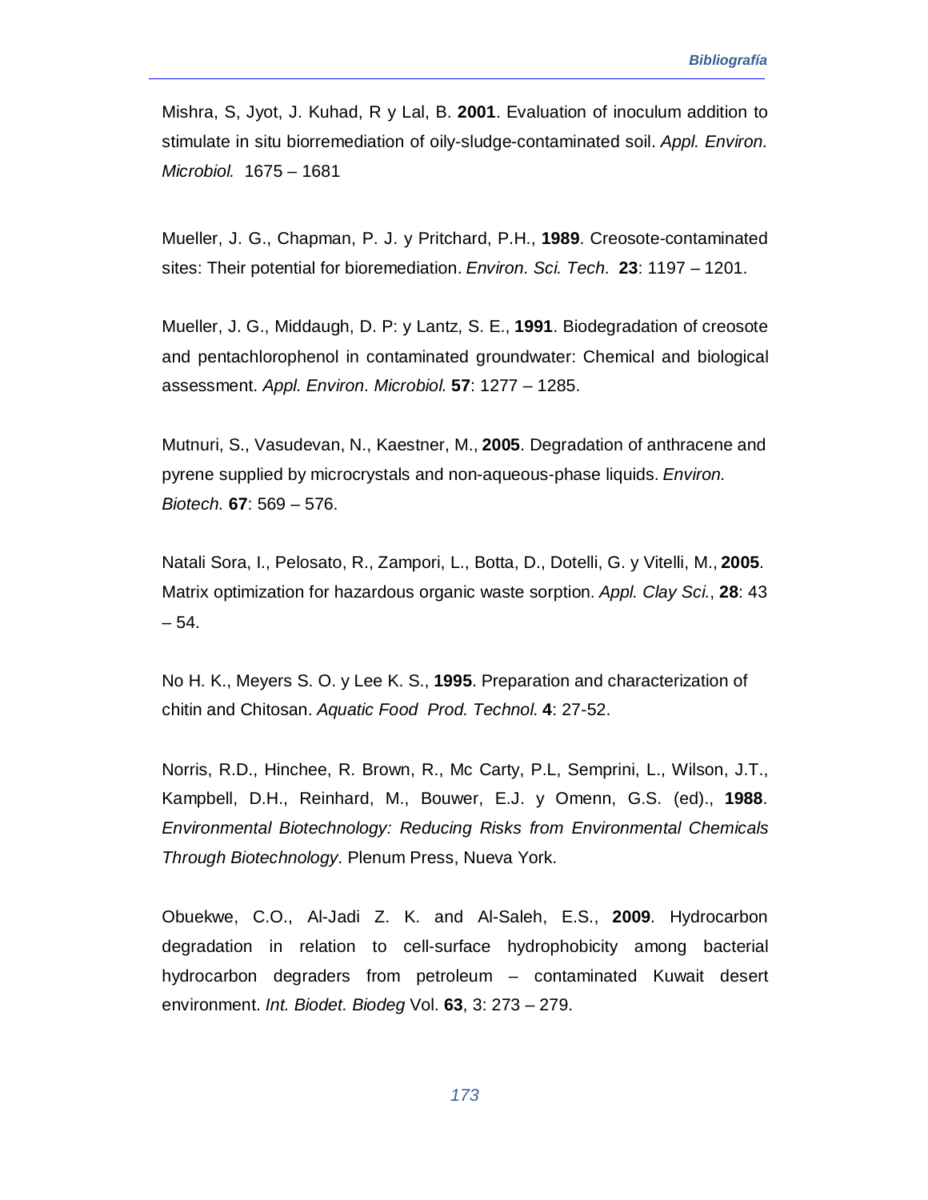Mishra, S, Jyot, J. Kuhad, R y Lal, B. **2001**. Evaluation of inoculum addition to stimulate in situ biorremediation of oily-sludge-contaminated soil. *Appl. Environ. Microbiol.* 1675 – 1681

Mueller, J. G., Chapman, P. J. y Pritchard, P.H., **1989**. Creosote-contaminated sites: Their potential for bioremediation. *Environ. Sci. Tech.* **23**: 1197 – 1201.

Mueller, J. G., Middaugh, D. P: y Lantz, S. E., **1991**. Biodegradation of creosote and pentachlorophenol in contaminated groundwater: Chemical and biological assessment. *Appl. Environ. Microbiol.* **57**: 1277 – 1285.

Mutnuri, S., Vasudevan, N., Kaestner, M., **2005**. Degradation of anthracene and pyrene supplied by microcrystals and non-aqueous-phase liquids. *Environ. Biotech.* **67**: 569 – 576.

Natali Sora, I., Pelosato, R., Zampori, L., Botta, D., Dotelli, G. y Vitelli, M., **2005**. Matrix optimization for hazardous organic waste sorption. *Appl. Clay Sci.*, **28**: 43 – 54.

No H. K., Meyers S. O. y Lee K. S., **1995**. Preparation and characterization of chitin and Chitosan. *Aquatic Food Prod. Technol.* **4**: 27-52.

Norris, R.D., Hinchee, R. Brown, R., Mc Carty, P.L, Semprini, L., Wilson, J.T., Kampbell, D.H., Reinhard, M., Bouwer, E.J. y Omenn, G.S. (ed)., **1988**. *Environmental Biotechnology: Reducing Risks from Environmental Chemicals Through Biotechnology*. Plenum Press, Nueva York.

Obuekwe, C.O., Al-Jadi Z. K. and Al-Saleh, E.S., **2009**. Hydrocarbon degradation in relation to cell-surface hydrophobicity among bacterial hydrocarbon degraders from petroleum – contaminated Kuwait desert environment. *Int. Biodet. Biodeg* Vol. **63**, 3: 273 – 279.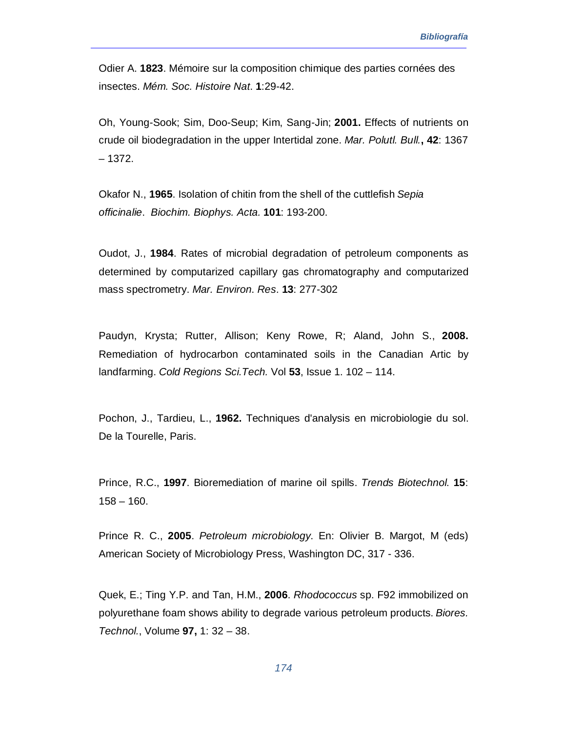Odier A. **1823**. Mémoire sur la composition chimique des parties cornées des insectes. *Mém. Soc. Histoire Nat*. **1**:29-42.

Oh, Young-Sook; Sim, Doo-Seup; Kim, Sang-Jin; **2001.** Effects of nutrients on crude oil biodegradation in the upper Intertidal zone. *Mar. Polutl. Bull.***, 42**: 1367 – 1372.

Okafor N., **1965**. Isolation of chitin from the shell of the cuttlefish *Sepia officinalie*. *Biochim. Biophys. Acta.* **101**: 193-200.

Oudot, J., **1984**. Rates of microbial degradation of petroleum components as determined by computarized capillary gas chromatography and computarized mass spectrometry. *Mar. Environ. Res*. **13**: 277-302

Paudyn, Krysta; Rutter, Allison; Keny Rowe, R; Aland, John S., **2008.** Remediation of hydrocarbon contaminated soils in the Canadian Artic by landfarming. *Cold Regions Sci.Tech.* Vol **53**, Issue 1. 102 – 114.

Pochon, J., Tardieu, L., **1962.** Techniques d'analysis en microbiologie du sol. De la Tourelle, Paris.

Prince, R.C., **1997**. Bioremediation of marine oil spills. *Trends Biotechnol.* **15**: 158 – 160.

Prince R. C., **2005**. *Petroleum microbiology.* En: Olivier B. Margot, M (eds) American Society of Microbiology Press, Washington DC, 317 - 336.

Quek, E.; Ting Y.P. and Tan, H.M., **2006**. *Rhodococcus* sp. F92 immobilized on polyurethane foam shows ability to degrade various petroleum products. *Biores. Technol.*, Volume **97,** 1: 32 – 38.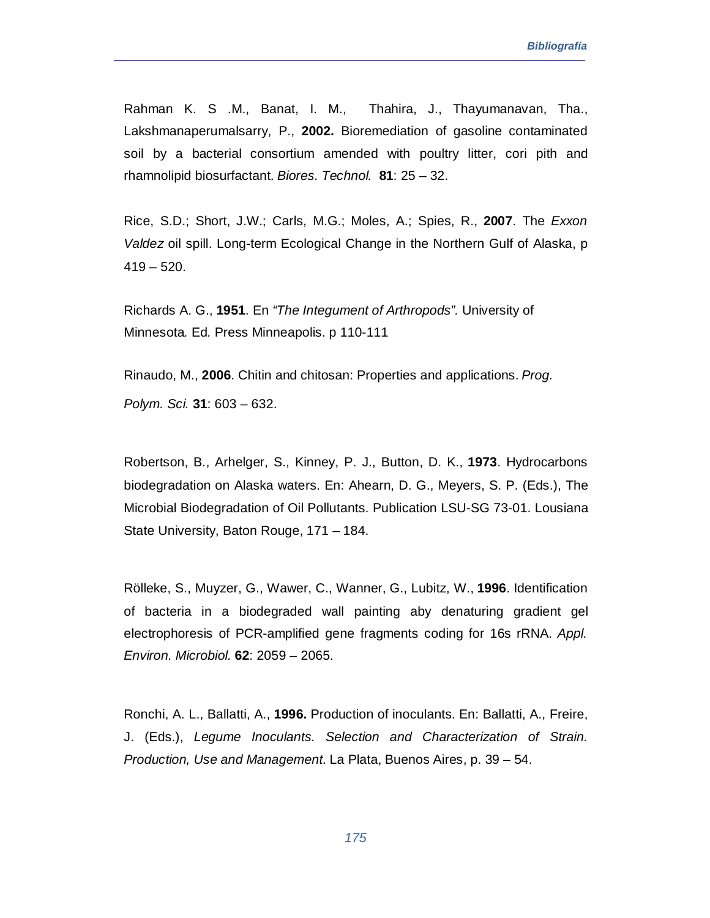Rahman K. S .M., Banat, I. M., Thahira, J., Thayumanavan, Tha., Lakshmanaperumalsarry, P., **2002.** Bioremediation of gasoline contaminated soil by a bacterial consortium amended with poultry litter, cori pith and rhamnolipid biosurfactant. *Biores. Technol.* **81**: 25 – 32.

Rice, S.D.; Short, J.W.; Carls, M.G.; Moles, A.; Spies, R., **2007**. The *Exxon Valdez* oil spill. Long-term Ecological Change in the Northern Gulf of Alaska, p 419 – 520.

Richards A. G., **1951**. En *"The Integument of Arthropods".* University of Minnesota. Ed. Press Minneapolis. p 110-111

Rinaudo, M., **2006**. Chitin and chitosan: Properties and applications. *Prog. Polym. Sci.* **31**: 603 – 632.

Robertson, B., Arhelger, S., Kinney, P. J., Button, D. K., **1973**. Hydrocarbons biodegradation on Alaska waters. En: Ahearn, D. G., Meyers, S. P. (Eds.), The Microbial Biodegradation of Oil Pollutants. Publication LSU-SG 73-01. Lousiana State University, Baton Rouge, 171 – 184.

Rölleke, S., Muyzer, G., Wawer, C., Wanner, G., Lubitz, W., **1996**. Identification of bacteria in a biodegraded wall painting aby denaturing gradient gel electrophoresis of PCR-amplified gene fragments coding for 16s rRNA. *Appl. Environ. Microbiol.* **62**: 2059 – 2065.

Ronchi, A. L., Ballatti, A., **1996.** Production of inoculants. En: Ballatti, A., Freire, J. (Eds.), *Legume Inoculants. Selection and Characterization of Strain. Production, Use and Management*. La Plata, Buenos Aires, p. 39 – 54.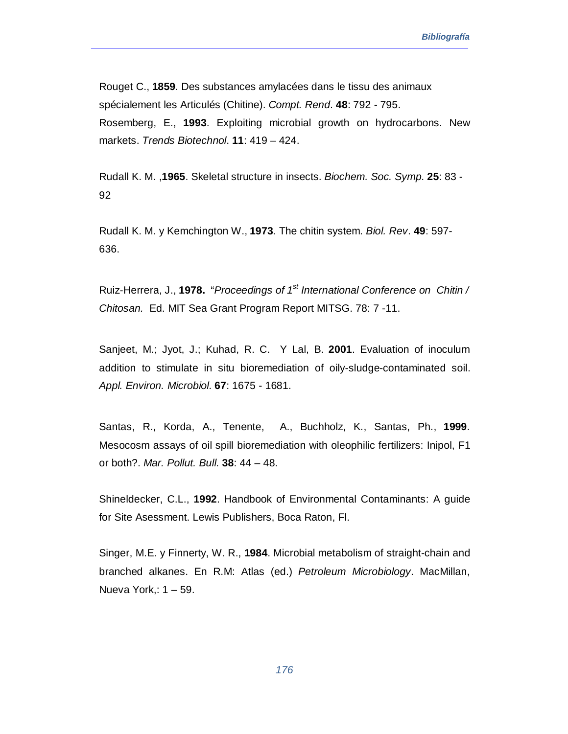Rouget C., **1859**. Des substances amylacées dans le tissu des animaux spécialement les Articulés (Chitine). *Compt. Rend*. **48**: 792 - 795.
Rosemberg, E., **1993**. Exploiting microbial growth on hydrocarbons. New markets. *Trends Biotechnol*. **11**: 419 – 424.

Rudall K. M. ,**1965**. Skeletal structure in insects. *Biochem. Soc. Symp*. **25**: 83 - 92

Rudall K. M. y Kemchington W., **1973**. The chitin system. *Biol. Rev*. **49**: 597-636.

Ruiz-Herrera, J., **1978.** "*Proceedings of 1st International Conference on Chitin / Chitosan.* Ed. MIT Sea Grant Program Report MITSG. 78: 7 -11.

Sanjeet, M.; Jyot, J.; Kuhad, R. C. Y Lal, B. **2001**. Evaluation of inoculum addition to stimulate in situ bioremediation of oily-sludge-contaminated soil. *Appl. Environ. Microbiol*. **67**: 1675 - 1681.

Santas, R., Korda, A., Tenente, A., Buchholz, K., Santas, Ph., **1999**. Mesocosm assays of oil spill bioremediation with oleophilic fertilizers: Inipol, F1 or both?. *Mar. Pollut. Bull.* **38**: 44 – 48.

Shineldecker, C.L., **1992**. Handbook of Environmental Contaminants: A guide for Site Asessment. Lewis Publishers, Boca Raton, Fl.

Singer, M.E. y Finnerty, W. R., **1984**. Microbial metabolism of straight-chain and branched alkanes. En R.M: Atlas (ed.) *Petroleum Microbiology*. MacMillan, Nueva York,: 1 – 59.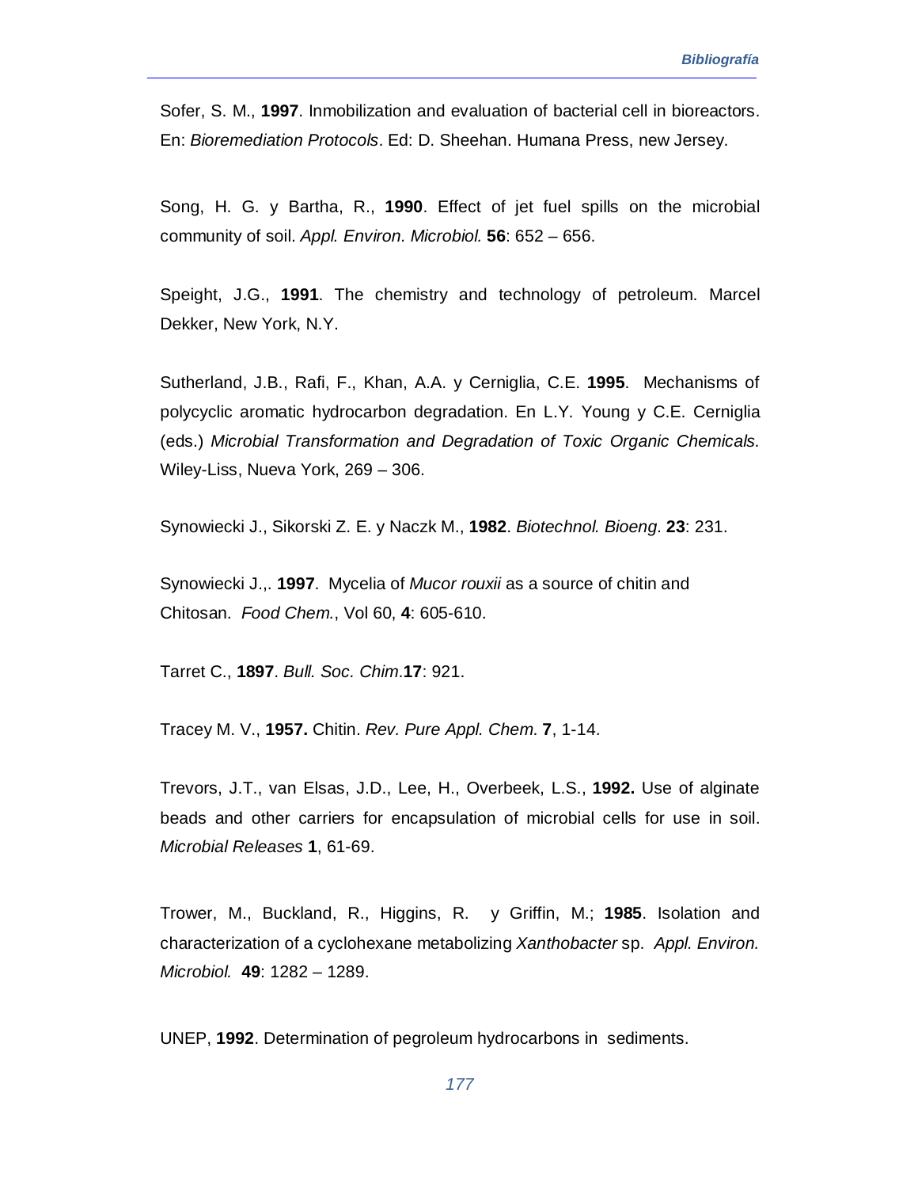Sofer, S. M., **1997**. Inmobilization and evaluation of bacterial cell in bioreactors. En: *Bioremediation Protocols*. Ed: D. Sheehan. Humana Press, new Jersey.

Song, H. G. y Bartha, R., **1990**. Effect of jet fuel spills on the microbial community of soil. *Appl. Environ. Microbiol.* **56**: 652 – 656.

Speight, J.G., **1991**. The chemistry and technology of petroleum. Marcel Dekker, New York, N.Y.

Sutherland, J.B., Rafi, F., Khan, A.A. y Cerniglia, C.E. **1995**. Mechanisms of polycyclic aromatic hydrocarbon degradation. En L.Y. Young y C.E. Cerniglia (eds.) *Microbial Transformation and Degradation of Toxic Organic Chemicals*. Wiley-Liss, Nueva York, 269 – 306.

Synowiecki J., Sikorski Z. E. y Naczk M., **1982**. *Biotechnol. Bioeng*. **23**: 231.

Synowiecki J.,. **1997**. Mycelia of *Mucor rouxii* as a source of chitin and Chitosan. *Food Chem.*, Vol 60, **4**: 605-610.

Tarret C., **1897**. *Bull. Soc. Chim*.**17**: 921.

Tracey M. V., **1957.** Chitin. *Rev. Pure Appl. Chem*. **7**, 1-14.

Trevors, J.T., van Elsas, J.D., Lee, H., Overbeek, L.S., **1992.** Use of alginate beads and other carriers for encapsulation of microbial cells for use in soil. *Microbial Releases* **1**, 61-69.

Trower, M., Buckland, R., Higgins, R. y Griffin, M.; **1985**. Isolation and characterization of a cyclohexane metabolizing *Xanthobacter* sp. *Appl. Environ. Microbiol.* **49**: 1282 – 1289.

UNEP, **1992**. Determination of pegroleum hydrocarbons in sediments.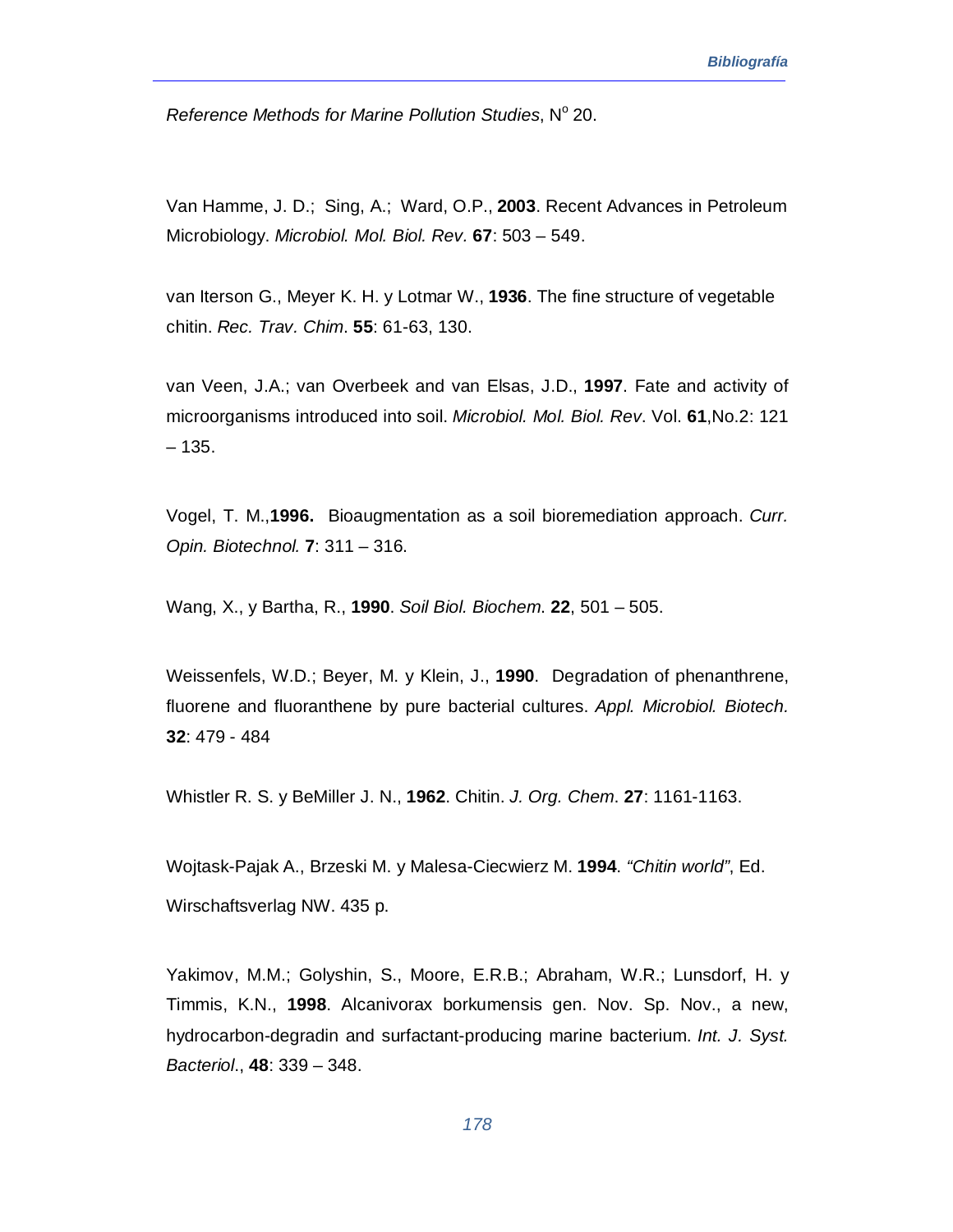*Reference Methods for Marine Pollution Studies*, N° 20.

Van Hamme, J. D.; Sing, A.; Ward, O.P., **2003**. Recent Advances in Petroleum Microbiology. *Microbiol. Mol. Biol. Rev.* **67**: 503 – 549.

van Iterson G., Meyer K. H. y Lotmar W., **1936**. The fine structure of vegetable chitin. *Rec. Trav. Chim*. **55**: 61-63, 130.

van Veen, J.A.; van Overbeek and van Elsas, J.D., **1997**. Fate and activity of microorganisms introduced into soil. *Microbiol. Mol. Biol. Rev*. Vol. **61**,No.2: 121 – 135.

Vogel, T. M.,**1996.** Bioaugmentation as a soil bioremediation approach. *Curr. Opin. Biotechnol.* **7**: 311 – 316.

Wang, X., y Bartha, R., **1990**. *Soil Biol. Biochem*. **22**, 501 – 505.

Weissenfels, W.D.; Beyer, M. y Klein, J., **1990**. Degradation of phenanthrene, fluorene and fluoranthene by pure bacterial cultures. *Appl. Microbiol. Biotech.* **32**: 479 - 484

Whistler R. S. y BeMiller J. N., **1962**. Chitin. *J. Org. Chem*. **27**: 1161-1163.

Wojtask-Pajak A., Brzeski M. y Malesa-Ciecwierz M. **1994**. *"Chitin world"*, Ed. Wirschaftsverlag NW. 435 p.

Yakimov, M.M.; Golyshin, S., Moore, E.R.B.; Abraham, W.R.; Lunsdorf, H. y Timmis, K.N., **1998**. Alcanivorax borkumensis gen. Nov. Sp. Nov., a new, hydrocarbon-degradin and surfactant-producing marine bacterium. *Int. J. Syst. Bacteriol*., **48**: 339 – 348.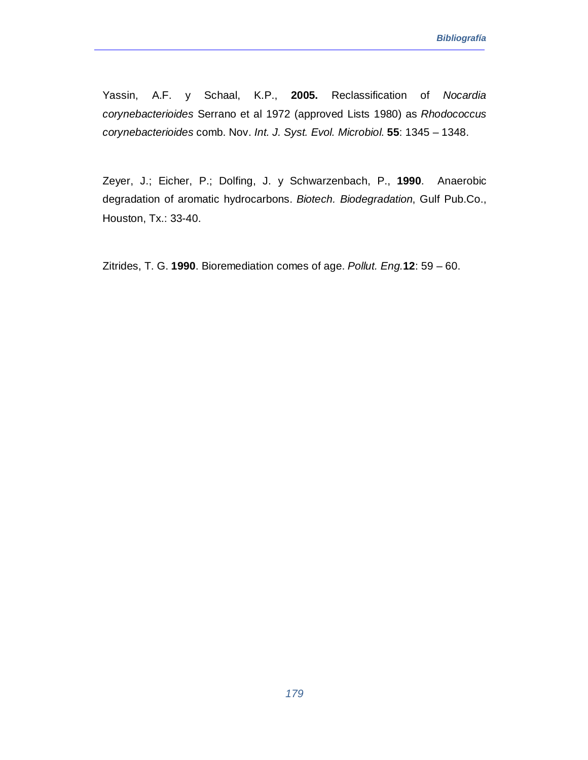Yassin, A.F. y Schaal, K.P., **2005.** Reclassification of *Nocardia corynebacterioides* Serrano et al 1972 (approved Lists 1980) as *Rhodococcus corynebacterioides* comb. Nov. *Int. J. Syst. Evol. Microbiol.* **55**: 1345 – 1348.

Zeyer, J.; Eicher, P.; Dolfing, J. y Schwarzenbach, P., **1990**. Anaerobic degradation of aromatic hydrocarbons. *Biotech. Biodegradation*, Gulf Pub.Co., Houston, Tx.: 33-40.

Zitrides, T. G. **1990**. Bioremediation comes of age. *Pollut. Eng.* **12**: 59 – 60.